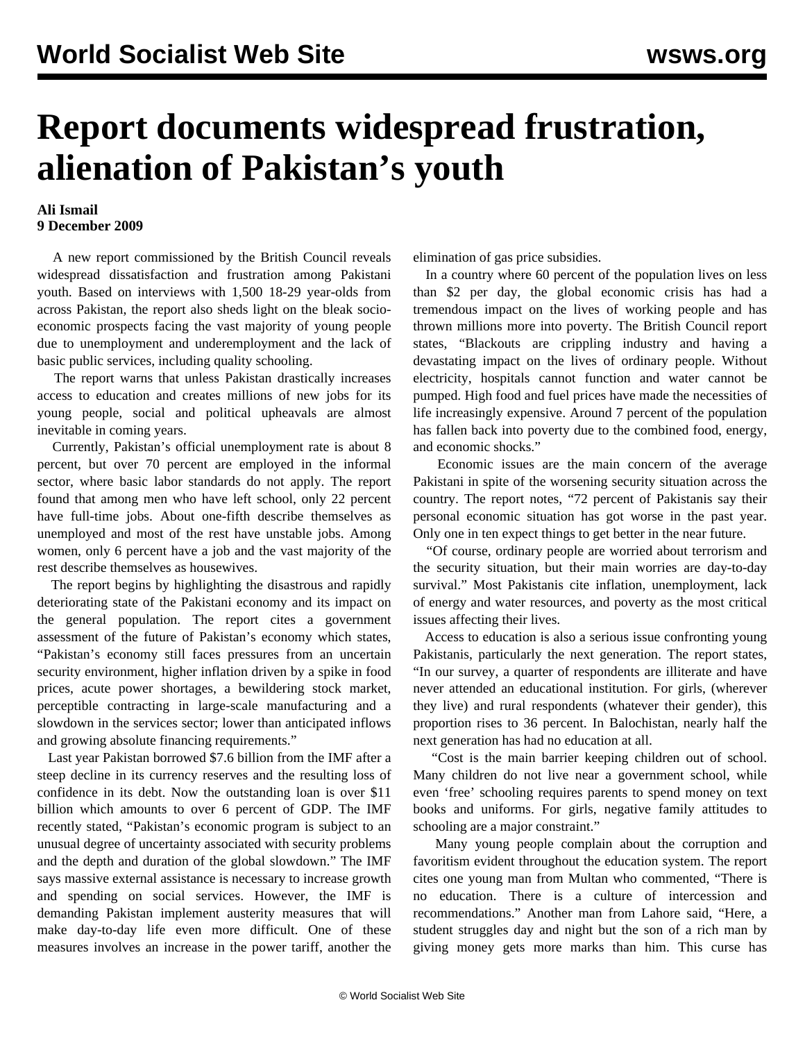# Report documents widespread frustration, alienation of Pakistan's youth

**Ali Ismail**
**9 December 2009**

A new report commissioned by the British Council reveals widespread dissatisfaction and frustration among Pakistani youth. Based on interviews with 1,500 18-29 year-olds from across Pakistan, the report also sheds light on the bleak socio-economic prospects facing the vast majority of young people due to unemployment and underemployment and the lack of basic public services, including quality schooling.

The report warns that unless Pakistan drastically increases access to education and creates millions of new jobs for its young people, social and political upheavals are almost inevitable in coming years.

Currently, Pakistan's official unemployment rate is about 8 percent, but over 70 percent are employed in the informal sector, where basic labor standards do not apply. The report found that among men who have left school, only 22 percent have full-time jobs. About one-fifth describe themselves as unemployed and most of the rest have unstable jobs. Among women, only 6 percent have a job and the vast majority of the rest describe themselves as housewives.

The report begins by highlighting the disastrous and rapidly deteriorating state of the Pakistani economy and its impact on the general population. The report cites a government assessment of the future of Pakistan's economy which states, "Pakistan's economy still faces pressures from an uncertain security environment, higher inflation driven by a spike in food prices, acute power shortages, a bewildering stock market, perceptible contracting in large-scale manufacturing and a slowdown in the services sector; lower than anticipated inflows and growing absolute financing requirements."

Last year Pakistan borrowed $7.6 billion from the IMF after a steep decline in its currency reserves and the resulting loss of confidence in its debt. Now the outstanding loan is over $11 billion which amounts to over 6 percent of GDP. The IMF recently stated, "Pakistan's economic program is subject to an unusual degree of uncertainty associated with security problems and the depth and duration of the global slowdown." The IMF says massive external assistance is necessary to increase growth and spending on social services. However, the IMF is demanding Pakistan implement austerity measures that will make day-to-day life even more difficult. One of these measures involves an increase in the power tariff, another the elimination of gas price subsidies.

In a country where 60 percent of the population lives on less than $2 per day, the global economic crisis has had a tremendous impact on the lives of working people and has thrown millions more into poverty. The British Council report states, "Blackouts are crippling industry and having a devastating impact on the lives of ordinary people. Without electricity, hospitals cannot function and water cannot be pumped. High food and fuel prices have made the necessities of life increasingly expensive. Around 7 percent of the population has fallen back into poverty due to the combined food, energy, and economic shocks."

Economic issues are the main concern of the average Pakistani in spite of the worsening security situation across the country. The report notes, "72 percent of Pakistanis say their personal economic situation has got worse in the past year. Only one in ten expect things to get better in the near future.

"Of course, ordinary people are worried about terrorism and the security situation, but their main worries are day-to-day survival." Most Pakistanis cite inflation, unemployment, lack of energy and water resources, and poverty as the most critical issues affecting their lives.

Access to education is also a serious issue confronting young Pakistanis, particularly the next generation. The report states, "In our survey, a quarter of respondents are illiterate and have never attended an educational institution. For girls, (wherever they live) and rural respondents (whatever their gender), this proportion rises to 36 percent. In Balochistan, nearly half the next generation has had no education at all.

"Cost is the main barrier keeping children out of school. Many children do not live near a government school, while even 'free' schooling requires parents to spend money on text books and uniforms. For girls, negative family attitudes to schooling are a major constraint."

Many young people complain about the corruption and favoritism evident throughout the education system. The report cites one young man from Multan who commented, "There is no education. There is a culture of intercession and recommendations." Another man from Lahore said, "Here, a student struggles day and night but the son of a rich man by giving money gets more marks than him. This curse has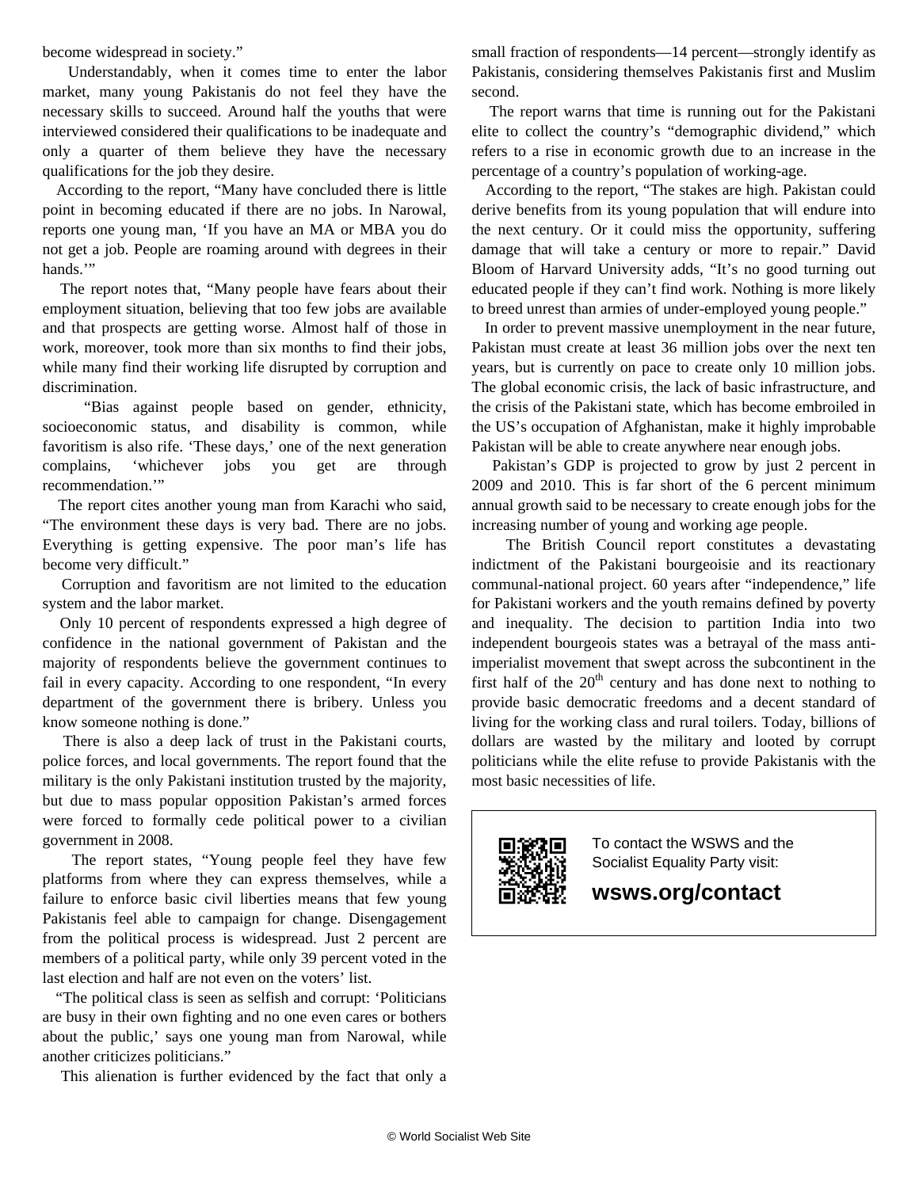become widespread in society."

Understandably, when it comes time to enter the labor market, many young Pakistanis do not feel they have the necessary skills to succeed. Around half the youths that were interviewed considered their qualifications to be inadequate and only a quarter of them believe they have the necessary qualifications for the job they desire.

According to the report, "Many have concluded there is little point in becoming educated if there are no jobs. In Narowal, reports one young man, 'If you have an MA or MBA you do not get a job. People are roaming around with degrees in their hands.'"

The report notes that, "Many people have fears about their employment situation, believing that too few jobs are available and that prospects are getting worse. Almost half of those in work, moreover, took more than six months to find their jobs, while many find their working life disrupted by corruption and discrimination.

"Bias against people based on gender, ethnicity, socioeconomic status, and disability is common, while favoritism is also rife. 'These days,' one of the next generation complains, 'whichever jobs you get are through recommendation.'"

The report cites another young man from Karachi who said, "The environment these days is very bad. There are no jobs. Everything is getting expensive. The poor man's life has become very difficult."

Corruption and favoritism are not limited to the education system and the labor market.

Only 10 percent of respondents expressed a high degree of confidence in the national government of Pakistan and the majority of respondents believe the government continues to fail in every capacity. According to one respondent, "In every department of the government there is bribery. Unless you know someone nothing is done."

There is also a deep lack of trust in the Pakistani courts, police forces, and local governments. The report found that the military is the only Pakistani institution trusted by the majority, but due to mass popular opposition Pakistan's armed forces were forced to formally cede political power to a civilian government in 2008.

The report states, "Young people feel they have few platforms from where they can express themselves, while a failure to enforce basic civil liberties means that few young Pakistanis feel able to campaign for change. Disengagement from the political process is widespread. Just 2 percent are members of a political party, while only 39 percent voted in the last election and half are not even on the voters' list.

"The political class is seen as selfish and corrupt: 'Politicians are busy in their own fighting and no one even cares or bothers about the public,' says one young man from Narowal, while another criticizes politicians."

This alienation is further evidenced by the fact that only a small fraction of respondents—14 percent—strongly identify as Pakistanis, considering themselves Pakistanis first and Muslim second.

The report warns that time is running out for the Pakistani elite to collect the country's "demographic dividend," which refers to a rise in economic growth due to an increase in the percentage of a country's population of working-age.

According to the report, "The stakes are high. Pakistan could derive benefits from its young population that will endure into the next century. Or it could miss the opportunity, suffering damage that will take a century or more to repair." David Bloom of Harvard University adds, "It's no good turning out educated people if they can't find work. Nothing is more likely to breed unrest than armies of under-employed young people."

In order to prevent massive unemployment in the near future, Pakistan must create at least 36 million jobs over the next ten years, but is currently on pace to create only 10 million jobs. The global economic crisis, the lack of basic infrastructure, and the crisis of the Pakistani state, which has become embroiled in the US's occupation of Afghanistan, make it highly improbable Pakistan will be able to create anywhere near enough jobs.

Pakistan's GDP is projected to grow by just 2 percent in 2009 and 2010. This is far short of the 6 percent minimum annual growth said to be necessary to create enough jobs for the increasing number of young and working age people.

The British Council report constitutes a devastating indictment of the Pakistani bourgeoisie and its reactionary communal-national project. 60 years after "independence," life for Pakistani workers and the youth remains defined by poverty and inequality. The decision to partition India into two independent bourgeois states was a betrayal of the mass anti-imperialist movement that swept across the subcontinent in the first half of the 20th century and has done next to nothing to provide basic democratic freedoms and a decent standard of living for the working class and rural toilers. Today, billions of dollars are wasted by the military and looted by corrupt politicians while the elite refuse to provide Pakistanis with the most basic necessities of life.

To contact the WSWS and the Socialist Equality Party visit:

**wsws.org/contact**